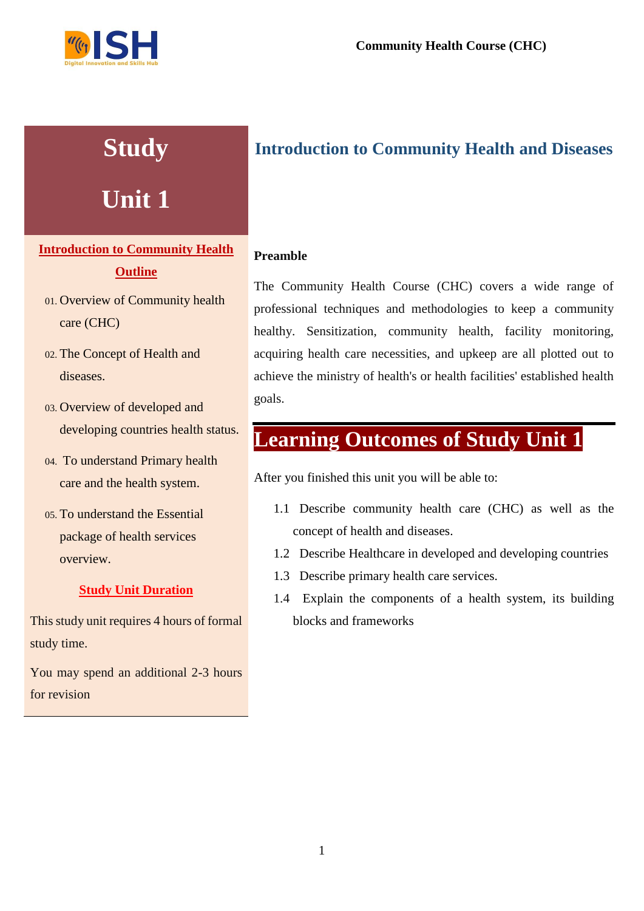# Study Unit 1

## Introduction to Community Health and Diseases

**Introduction to Community Health**

**Outline**

01. Overview of Community health care (CHC)
02. The Concept of Health and diseases.
03. Overview of developed and developing countries health status.
04. To understand Primary health care and the health system.
05. To understand the Essential package of health services overview.

**Study Unit Duration**

This study unit requires 4 hours of formal study time.

You may spend an additional 2-3 hours for revision

**Preamble**

The Community Health Course (CHC) covers a wide range of professional techniques and methodologies to keep a community healthy. Sensitization, community health, facility monitoring, acquiring health care necessities, and upkeep are all plotted out to achieve the ministry of health's or health facilities' established health goals.

## Learning Outcomes of Study Unit 1

After you finished this unit you will be able to:

1.1 Describe community health care (CHC) as well as the concept of health and diseases.

1.2 Describe Healthcare in developed and developing countries

1.3 Describe primary health care services.

1.4 Explain the components of a health system, its building blocks and frameworks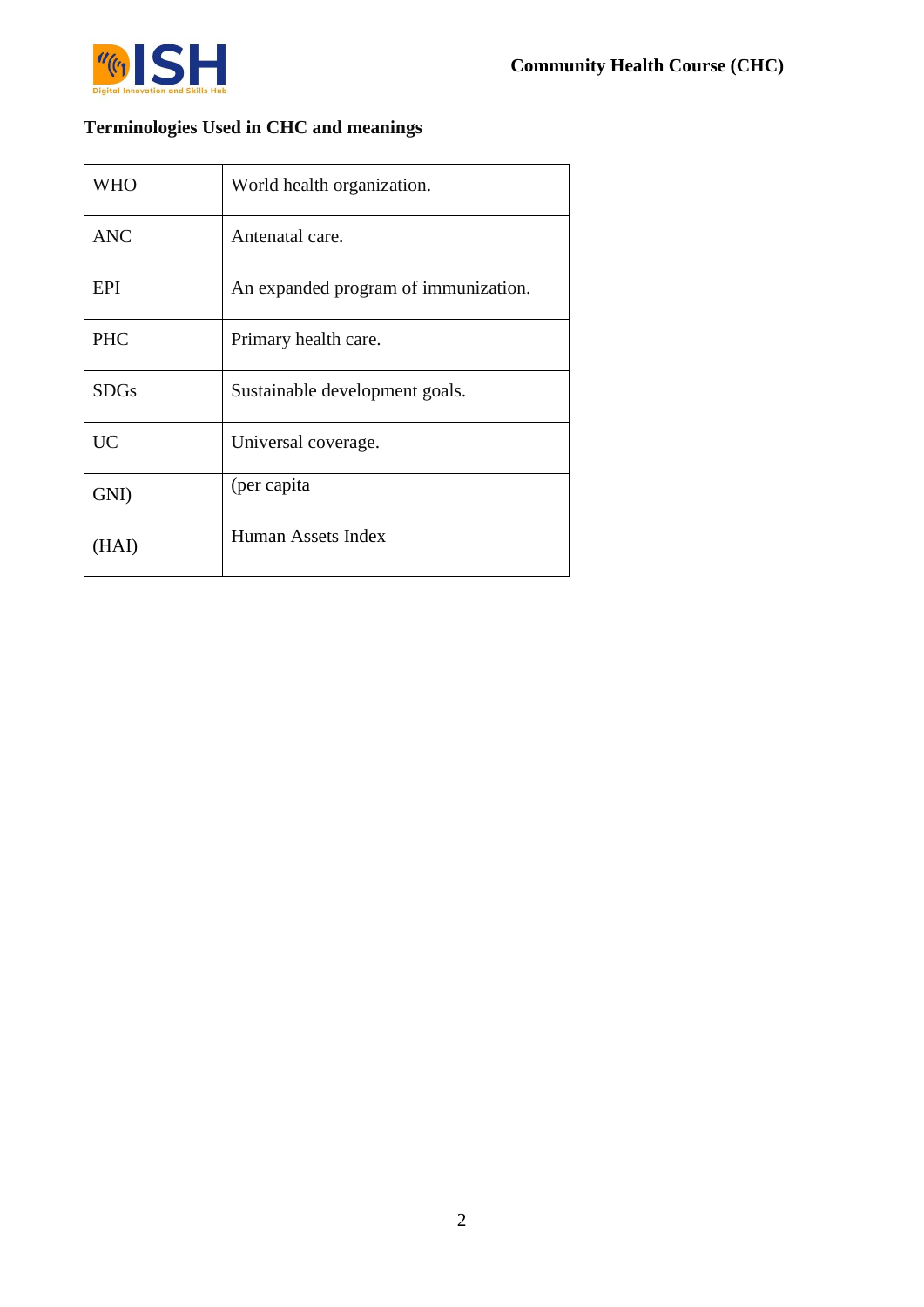### Terminologies Used in CHC and meanings

| | |
|---|---|
| WHO | World health organization. |
| ANC | Antenatal care. |
| EPI | An expanded program of immunization. |
| PHC | Primary health care. |
| SDGs | Sustainable development goals. |
| UC | Universal coverage. |
| GNI) | (per capita |
| (HAI) | Human Assets Index |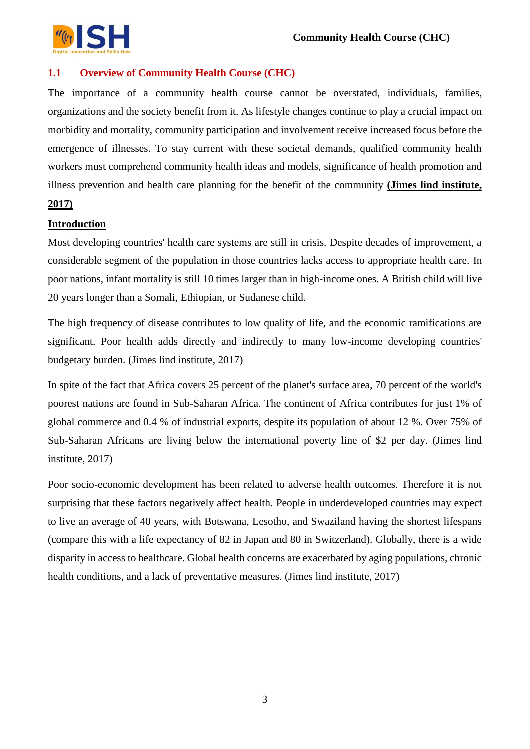## 1.1 Overview of Community Health Course (CHC)

The importance of a community health course cannot be overstated, individuals, families, organizations and the society benefit from it. As lifestyle changes continue to play a crucial impact on morbidity and mortality, community participation and involvement receive increased focus before the emergence of illnesses. To stay current with these societal demands, qualified community health workers must comprehend community health ideas and models, significance of health promotion and illness prevention and health care planning for the benefit of the community **(Jimes lind institute, 2017)**

**Introduction**

Most developing countries' health care systems are still in crisis. Despite decades of improvement, a considerable segment of the population in those countries lacks access to appropriate health care. In poor nations, infant mortality is still 10 times larger than in high-income ones. A British child will live 20 years longer than a Somali, Ethiopian, or Sudanese child.

The high frequency of disease contributes to low quality of life, and the economic ramifications are significant. Poor health adds directly and indirectly to many low-income developing countries' budgetary burden. (Jimes lind institute, 2017)

In spite of the fact that Africa covers 25 percent of the planet's surface area, 70 percent of the world's poorest nations are found in Sub-Saharan Africa. The continent of Africa contributes for just 1% of global commerce and 0.4 % of industrial exports, despite its population of about 12 %. Over 75% of Sub-Saharan Africans are living below the international poverty line of $2 per day. (Jimes lind institute, 2017)

Poor socio-economic development has been related to adverse health outcomes. Therefore it is not surprising that these factors negatively affect health. People in underdeveloped countries may expect to live an average of 40 years, with Botswana, Lesotho, and Swaziland having the shortest lifespans (compare this with a life expectancy of 82 in Japan and 80 in Switzerland). Globally, there is a wide disparity in access to healthcare. Global health concerns are exacerbated by aging populations, chronic health conditions, and a lack of preventative measures. (Jimes lind institute, 2017)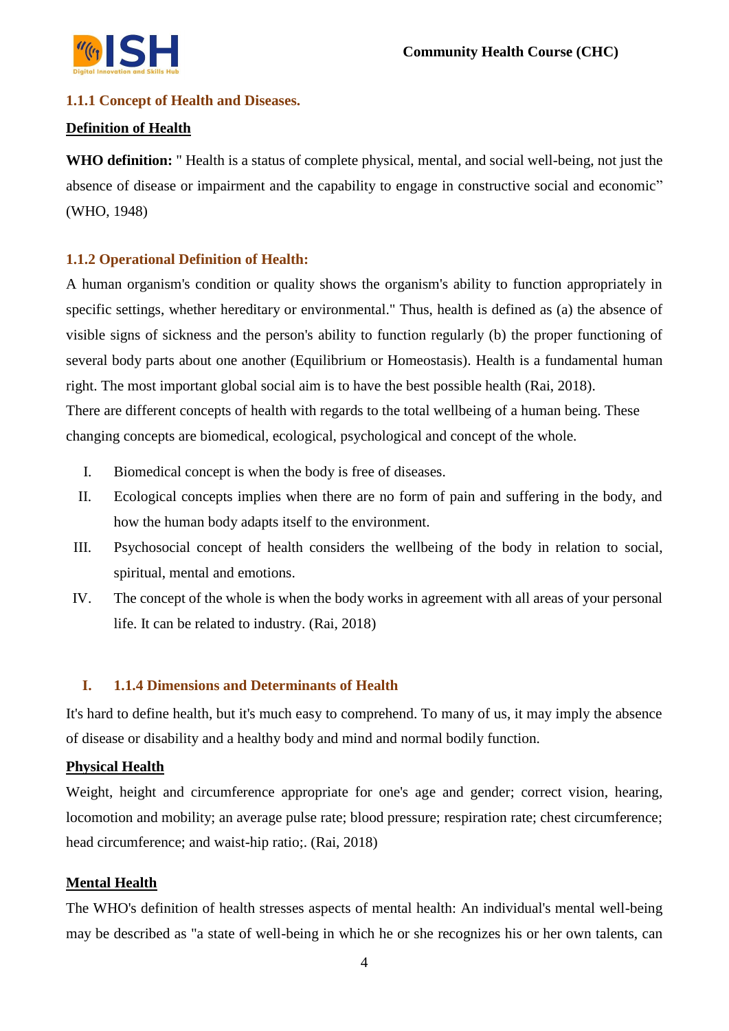### 1.1.1 Concept of Health and Diseases.

**Definition of Health**

**WHO definition:** " Health is a status of complete physical, mental, and social well-being, not just the absence of disease or impairment and the capability to engage in constructive social and economic" (WHO, 1948)

### 1.1.2 Operational Definition of Health:

A human organism's condition or quality shows the organism's ability to function appropriately in specific settings, whether hereditary or environmental." Thus, health is defined as (a) the absence of visible signs of sickness and the person's ability to function regularly (b) the proper functioning of several body parts about one another (Equilibrium or Homeostasis). Health is a fundamental human right. The most important global social aim is to have the best possible health (Rai, 2018).
There are different concepts of health with regards to the total wellbeing of a human being. These changing concepts are biomedical, ecological, psychological and concept of the whole.

I. Biomedical concept is when the body is free of diseases.
II. Ecological concepts implies when there are no form of pain and suffering in the body, and how the human body adapts itself to the environment.
III. Psychosocial concept of health considers the wellbeing of the body in relation to social, spiritual, mental and emotions.
IV. The concept of the whole is when the body works in agreement with all areas of your personal life. It can be related to industry. (Rai, 2018)

### I. 1.1.4 Dimensions and Determinants of Health

It's hard to define health, but it's much easy to comprehend. To many of us, it may imply the absence of disease or disability and a healthy body and mind and normal bodily function.

**Physical Health**

Weight, height and circumference appropriate for one's age and gender; correct vision, hearing, locomotion and mobility; an average pulse rate; blood pressure; respiration rate; chest circumference; head circumference; and waist-hip ratio;. (Rai, 2018)

**Mental Health**

The WHO's definition of health stresses aspects of mental health: An individual's mental well-being may be described as "a state of well-being in which he or she recognizes his or her own talents, can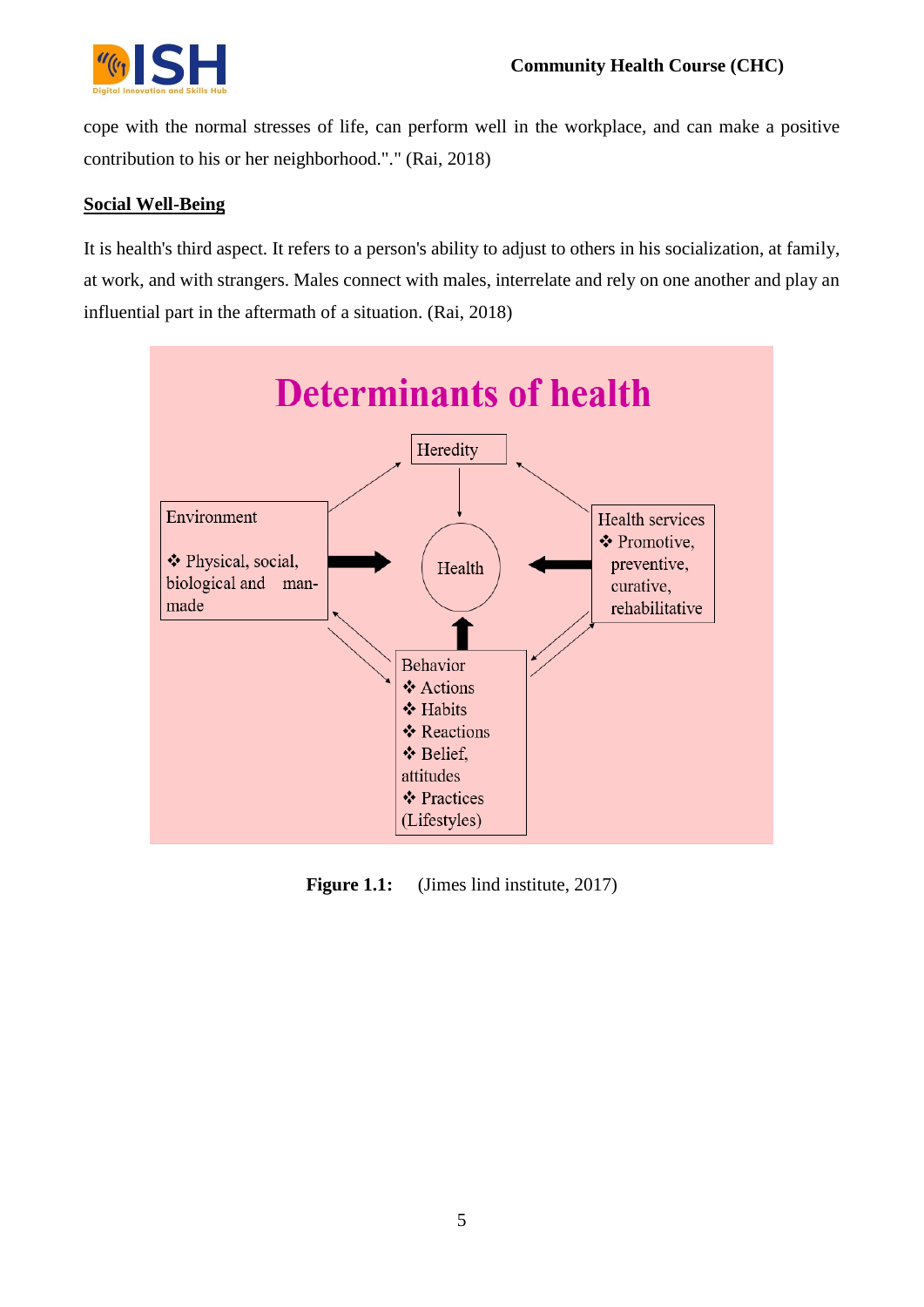cope with the normal stresses of life, can perform well in the workplace, and can make a positive contribution to his or her neighborhood."." (Rai, 2018)

## Social Well-Being

It is health's third aspect. It refers to a person's ability to adjust to others in his socialization, at family, at work, and with strangers. Males connect with males, interrelate and rely on one another and play an influential part in the aftermath of a situation. (Rai, 2018)

**Determinants of health**

Heredity

Environment
- Physical, social, biological and man-made

Health

Health services
- Promotive, preventive, curative, rehabilitative

Behavior
- Actions
- Habits
- Reactions
- Belief, attitudes
- Practices (Lifestyles)

**Figure 1.1:** (Jimes lind institute, 2017)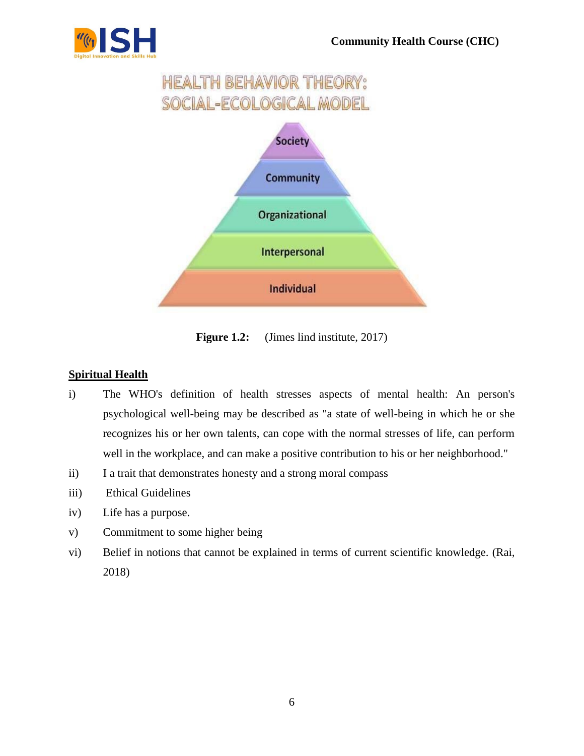HEALTH BEHAVIOR THEORY:
SOCIAL-ECOLOGICAL MODEL

Society

Community

Organizational

Interpersonal

Individual

**Figure 1.2:** (Jimes lind institute, 2017)

**Spiritual Health**

i) The WHO's definition of health stresses aspects of mental health: An person's psychological well-being may be described as "a state of well-being in which he or she recognizes his or her own talents, can cope with the normal stresses of life, can perform well in the workplace, and can make a positive contribution to his or her neighborhood."

ii) I a trait that demonstrates honesty and a strong moral compass

iii) Ethical Guidelines

iv) Life has a purpose.

v) Commitment to some higher being

vi) Belief in notions that cannot be explained in terms of current scientific knowledge. (Rai, 2018)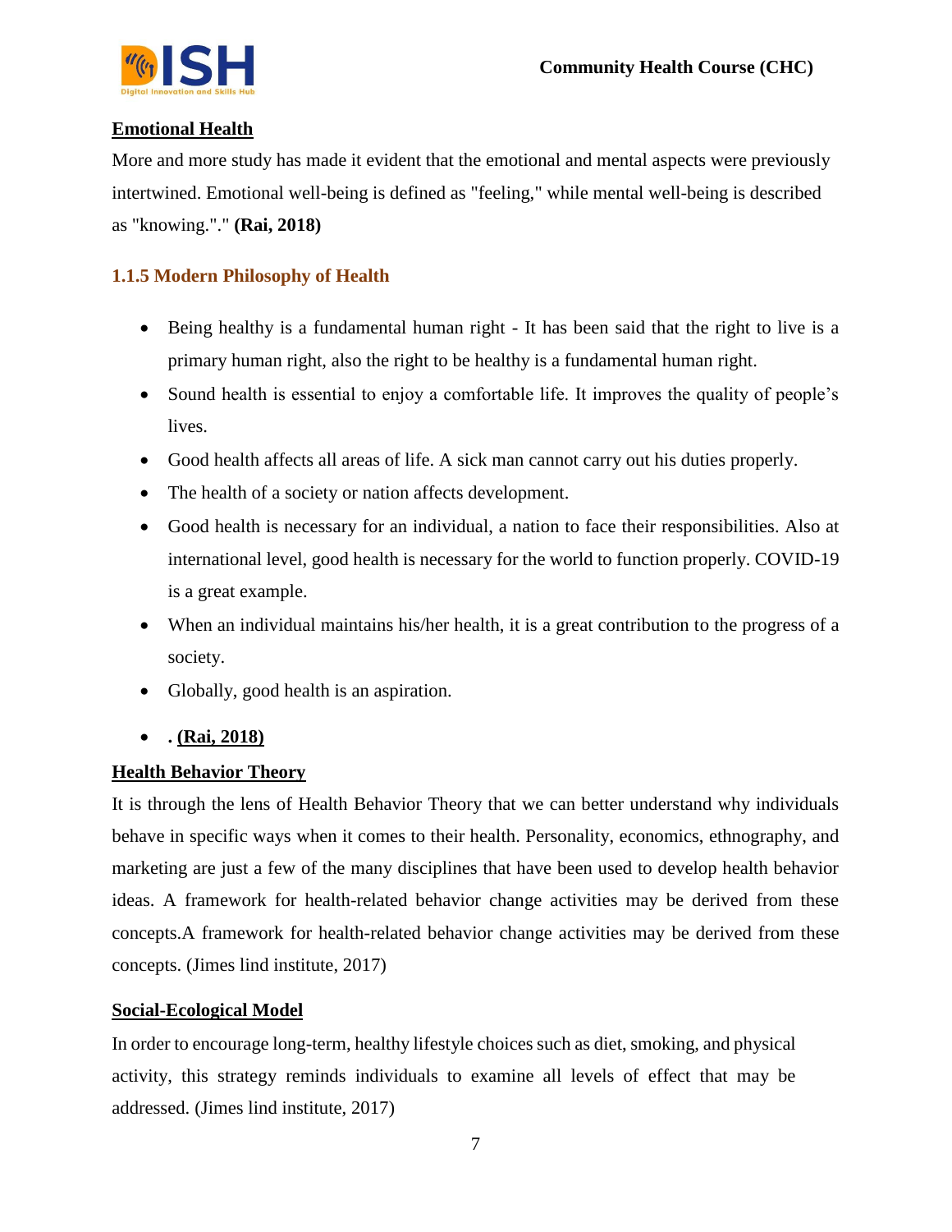**Emotional Health**

More and more study has made it evident that the emotional and mental aspects were previously intertwined. Emotional well-being is defined as "feeling," while mental well-being is described as "knowing."." **(Rai, 2018)**

### 1.1.5 Modern Philosophy of Health

- Being healthy is a fundamental human right - It has been said that the right to live is a primary human right, also the right to be healthy is a fundamental human right.
- Sound health is essential to enjoy a comfortable life. It improves the quality of people's lives.
- Good health affects all areas of life. A sick man cannot carry out his duties properly.
- The health of a society or nation affects development.
- Good health is necessary for an individual, a nation to face their responsibilities. Also at international level, good health is necessary for the world to function properly. COVID-19 is a great example.
- When an individual maintains his/her health, it is a great contribution to the progress of a society.
- Globally, good health is an aspiration.
- **. (Rai, 2018)**

**Health Behavior Theory**

It is through the lens of Health Behavior Theory that we can better understand why individuals behave in specific ways when it comes to their health. Personality, economics, ethnography, and marketing are just a few of the many disciplines that have been used to develop health behavior ideas. A framework for health-related behavior change activities may be derived from these concepts.A framework for health-related behavior change activities may be derived from these concepts. (Jimes lind institute, 2017)

**Social-Ecological Model**

In order to encourage long-term, healthy lifestyle choices such as diet, smoking, and physical activity, this strategy reminds individuals to examine all levels of effect that may be addressed. (Jimes lind institute, 2017)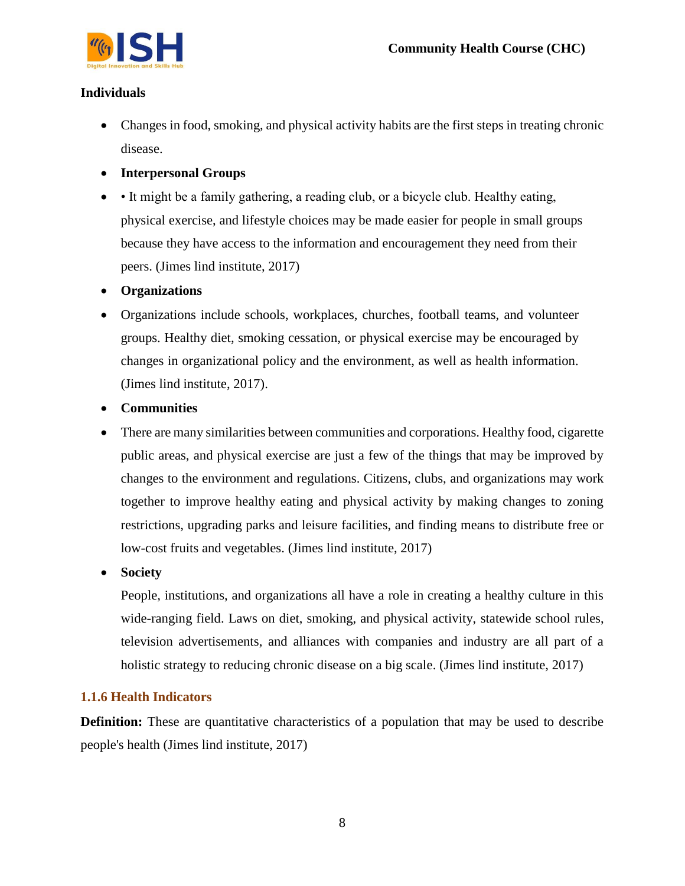**Individuals**

- Changes in food, smoking, and physical activity habits are the first steps in treating chronic disease.
- **Interpersonal Groups**
- • It might be a family gathering, a reading club, or a bicycle club. Healthy eating, physical exercise, and lifestyle choices may be made easier for people in small groups because they have access to the information and encouragement they need from their peers. (Jimes lind institute, 2017)
- **Organizations**
- Organizations include schools, workplaces, churches, football teams, and volunteer groups. Healthy diet, smoking cessation, or physical exercise may be encouraged by changes in organizational policy and the environment, as well as health information. (Jimes lind institute, 2017).
- **Communities**
- There are many similarities between communities and corporations. Healthy food, cigarette public areas, and physical exercise are just a few of the things that may be improved by changes to the environment and regulations. Citizens, clubs, and organizations may work together to improve healthy eating and physical activity by making changes to zoning restrictions, upgrading parks and leisure facilities, and finding means to distribute free or low-cost fruits and vegetables. (Jimes lind institute, 2017)
- **Society**

  People, institutions, and organizations all have a role in creating a healthy culture in this wide-ranging field. Laws on diet, smoking, and physical activity, statewide school rules, television advertisements, and alliances with companies and industry are all part of a holistic strategy to reducing chronic disease on a big scale. (Jimes lind institute, 2017)

### 1.1.6 Health Indicators

**Definition:** These are quantitative characteristics of a population that may be used to describe people's health (Jimes lind institute, 2017)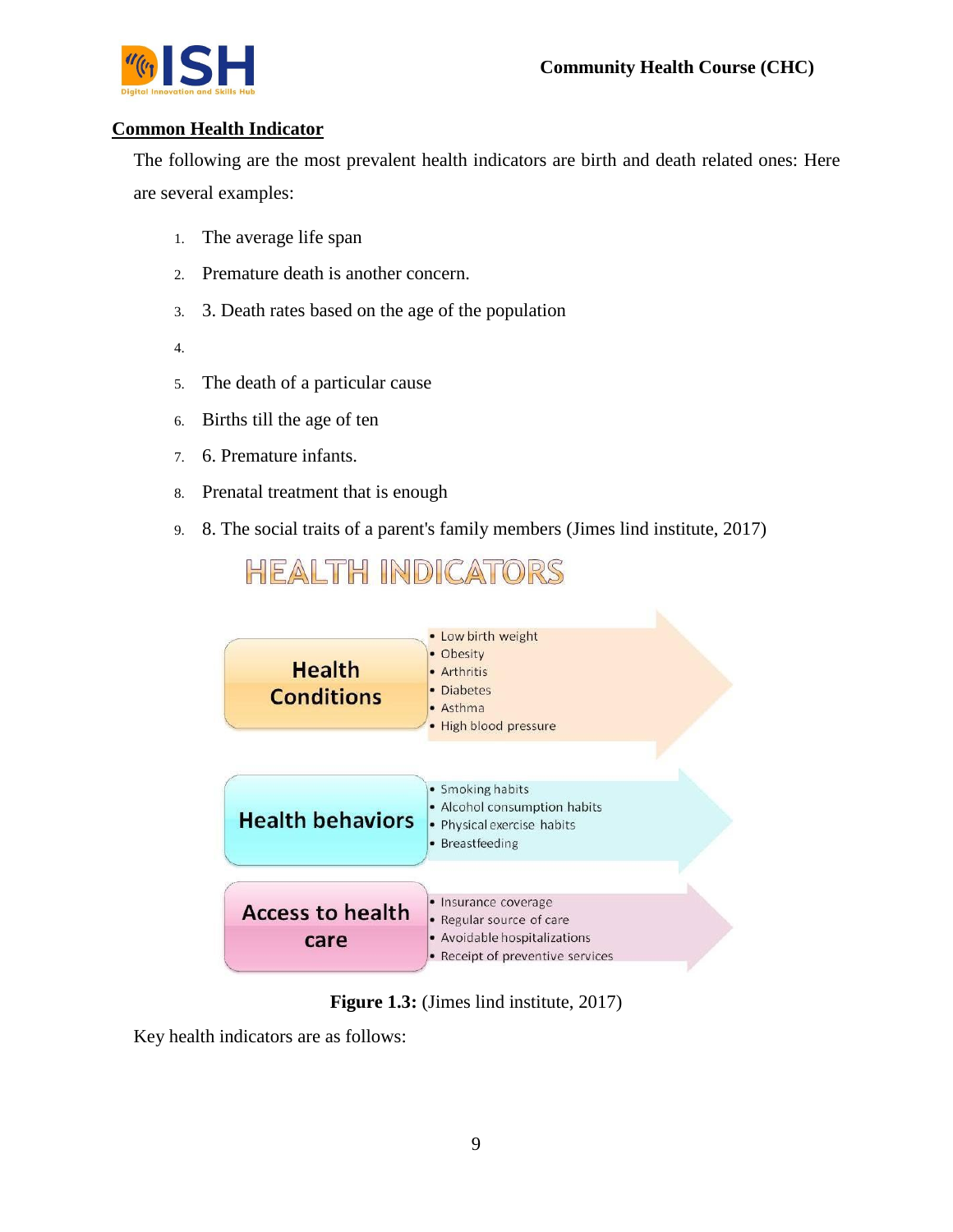## Common Health Indicator

The following are the most prevalent health indicators are birth and death related ones: Here are several examples:

1. The average life span
2. Premature death is another concern.
3. 3. Death rates based on the age of the population
4. 
5. The death of a particular cause
6. Births till the age of ten
7. 6. Premature infants.
8. Prenatal treatment that is enough
9. 8. The social traits of a parent's family members (Jimes lind institute, 2017)

HEALTH INDICATORS

| | |
|---|---|
| Health Conditions | • Low birth weight<br>• Obesity<br>• Arthritis<br>• Diabetes<br>• Asthma<br>• High blood pressure |
| Health behaviors | • Smoking habits<br>• Alcohol consumption habits<br>• Physical exercise habits<br>• Breastfeeding |
| Access to health care | • Insurance coverage<br>• Regular source of care<br>• Avoidable hospitalizations<br>• Receipt of preventive services |

**Figure 1.3:** (Jimes lind institute, 2017)

Key health indicators are as follows: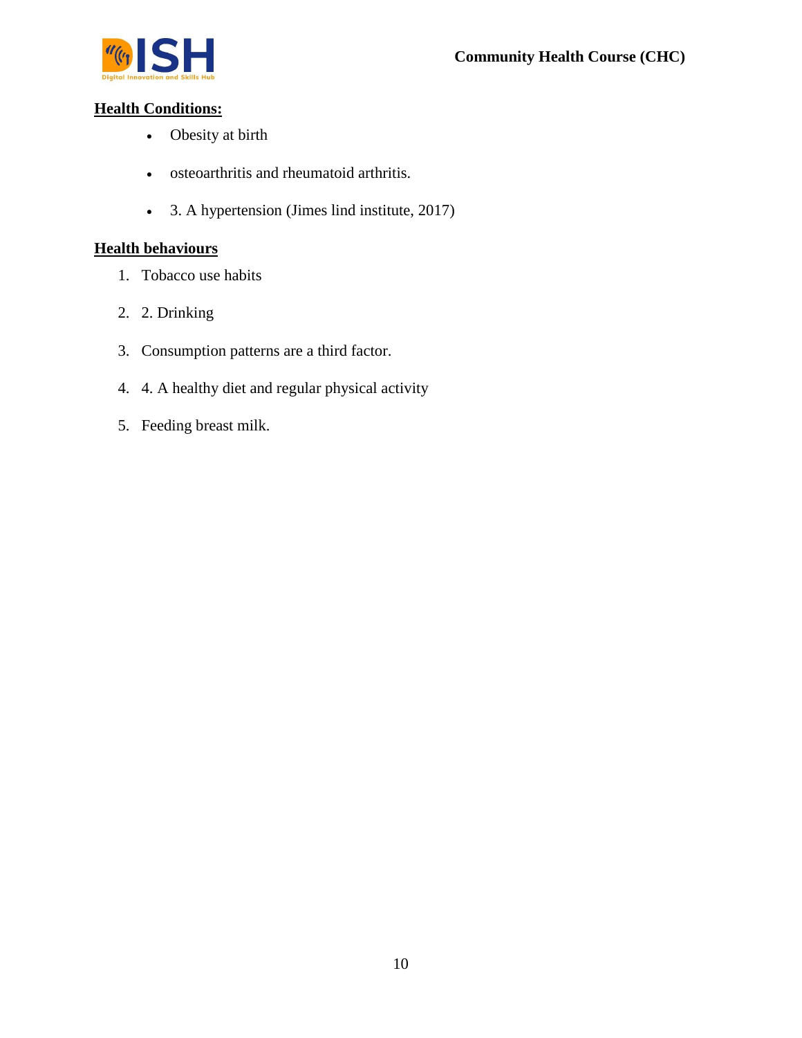**Health Conditions:**

- Obesity at birth
- osteoarthritis and rheumatoid arthritis.
- 3. A hypertension (Jimes lind institute, 2017)

**Health behaviours**

1. Tobacco use habits
2. 2. Drinking
3. Consumption patterns are a third factor.
4. 4. A healthy diet and regular physical activity
5. Feeding breast milk.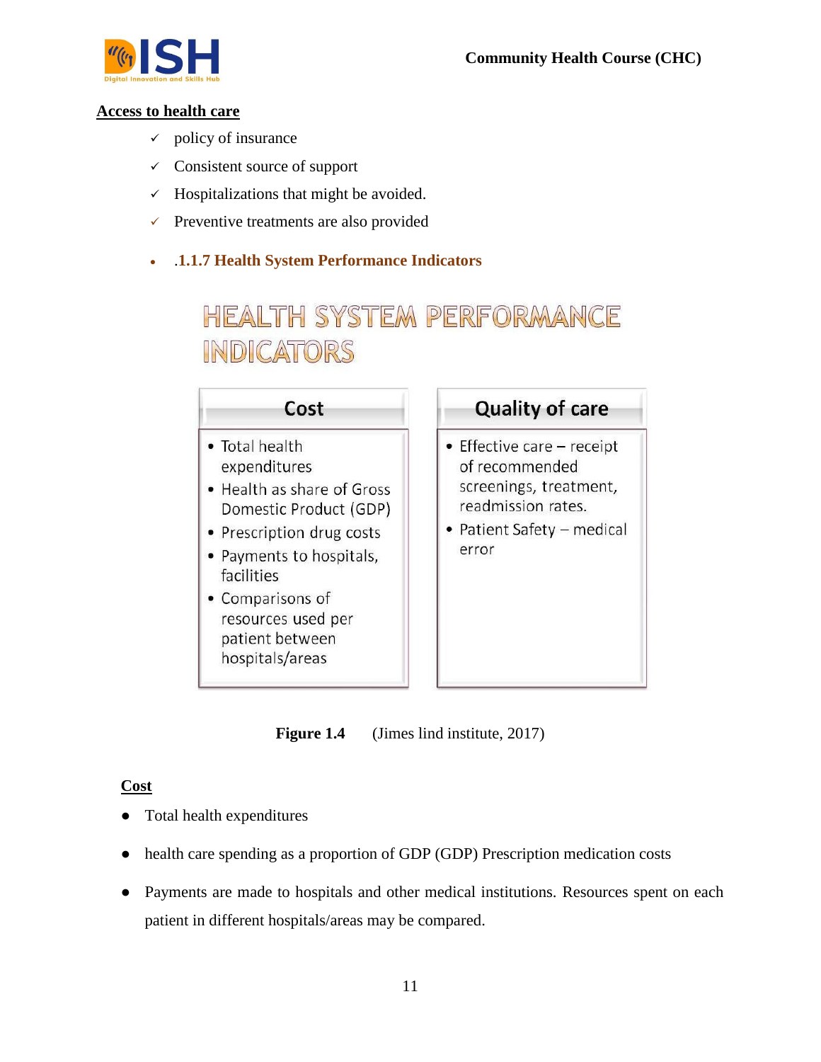**Access to health care**

- ✓ policy of insurance
- ✓ Consistent source of support
- ✓ Hospitalizations that might be avoided.
- ✓ Preventive treatments are also provided

- **.1.1.7 Health System Performance Indicators**

HEALTH SYSTEM PERFORMANCE INDICATORS

| Cost | Quality of care |
| --- | --- |
| • Total health expenditures<br>• Health as share of Gross Domestic Product (GDP)<br>• Prescription drug costs<br>• Payments to hospitals, facilities<br>• Comparisons of resources used per patient between hospitals/areas | • Effective care – receipt of recommended screenings, treatment, readmission rates.<br>• Patient Safety – medical error |

**Figure 1.4** (Jimes lind institute, 2017)

**Cost**

- Total health expenditures
- health care spending as a proportion of GDP (GDP) Prescription medication costs
- Payments are made to hospitals and other medical institutions. Resources spent on each patient in different hospitals/areas may be compared.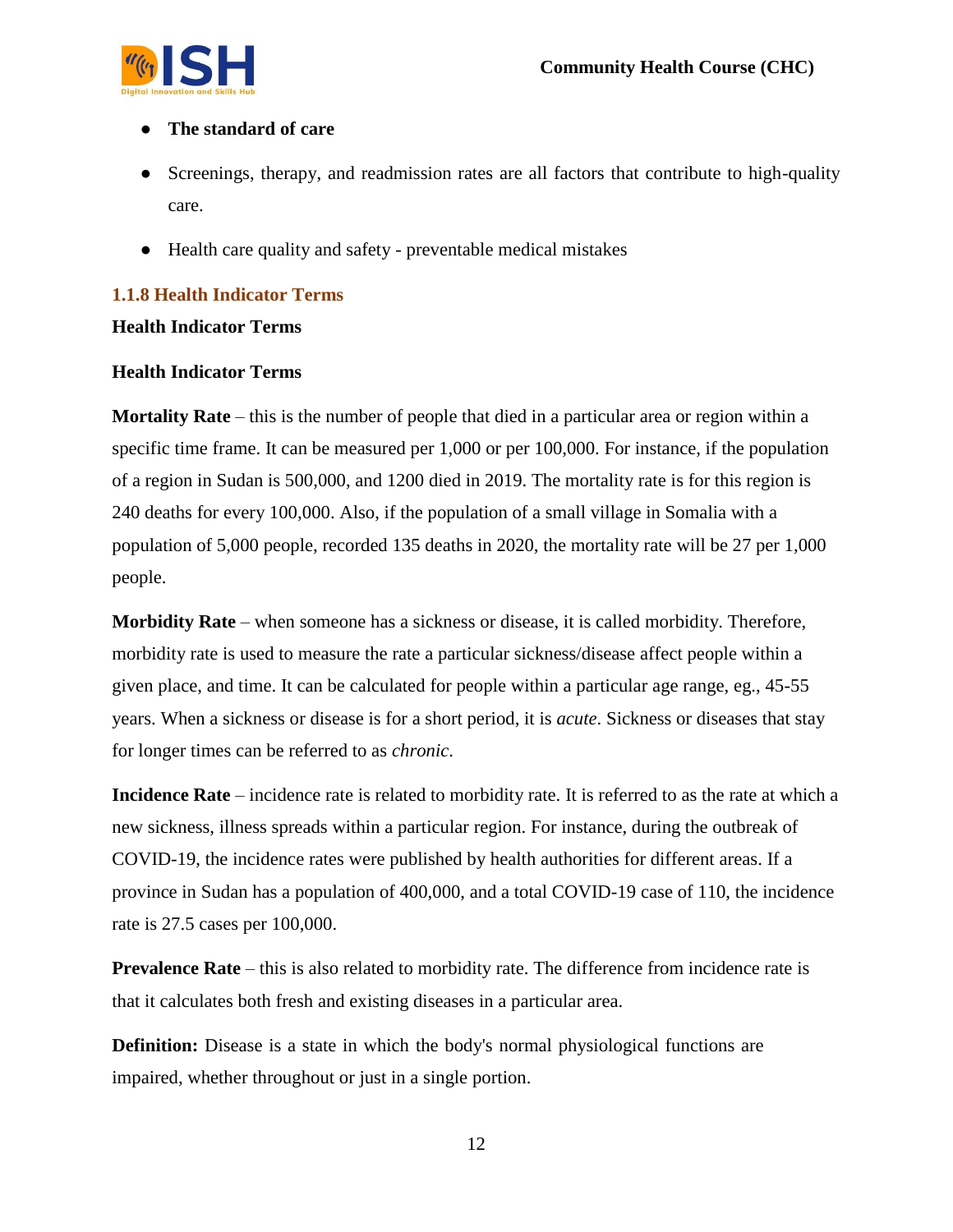- **The standard of care**
- Screenings, therapy, and readmission rates are all factors that contribute to high-quality care.
- Health care quality and safety - preventable medical mistakes

### 1.1.8 Health Indicator Terms

**Health Indicator Terms**

**Health Indicator Terms**

**Mortality Rate** – this is the number of people that died in a particular area or region within a specific time frame. It can be measured per 1,000 or per 100,000. For instance, if the population of a region in Sudan is 500,000, and 1200 died in 2019. The mortality rate is for this region is 240 deaths for every 100,000. Also, if the population of a small village in Somalia with a population of 5,000 people, recorded 135 deaths in 2020, the mortality rate will be 27 per 1,000 people.

**Morbidity Rate** – when someone has a sickness or disease, it is called morbidity. Therefore, morbidity rate is used to measure the rate a particular sickness/disease affect people within a given place, and time. It can be calculated for people within a particular age range, eg., 45-55 years. When a sickness or disease is for a short period, it is *acute*. Sickness or diseases that stay for longer times can be referred to as *chronic*.

**Incidence Rate** – incidence rate is related to morbidity rate. It is referred to as the rate at which a new sickness, illness spreads within a particular region. For instance, during the outbreak of COVID-19, the incidence rates were published by health authorities for different areas. If a province in Sudan has a population of 400,000, and a total COVID-19 case of 110, the incidence rate is 27.5 cases per 100,000.

**Prevalence Rate** – this is also related to morbidity rate. The difference from incidence rate is that it calculates both fresh and existing diseases in a particular area.

**Definition:** Disease is a state in which the body's normal physiological functions are impaired, whether throughout or just in a single portion.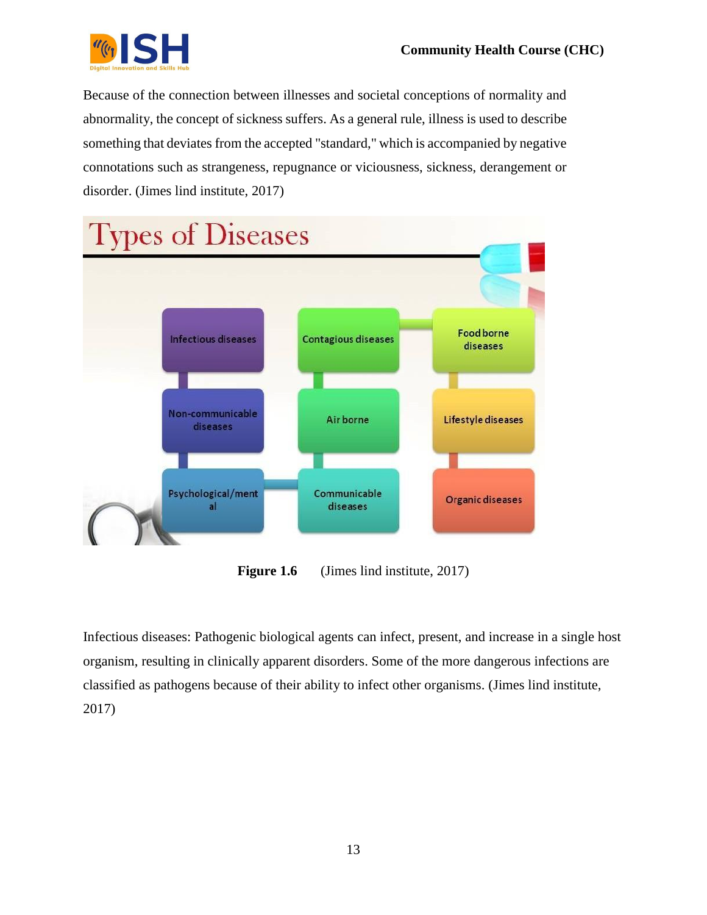Because of the connection between illnesses and societal conceptions of normality and abnormality, the concept of sickness suffers. As a general rule, illness is used to describe something that deviates from the accepted "standard," which is accompanied by negative connotations such as strangeness, repugnance or viciousness, sickness, derangement or disorder. (Jimes lind institute, 2017)

**Types of Diseases**

- Infectious diseases
- Non-communicable diseases
- Psychological/mental
- Communicable diseases
- Air borne
- Contagious diseases
- Food borne diseases
- Lifestyle diseases
- Organic diseases

**Figure 1.6** (Jimes lind institute, 2017)

Infectious diseases: Pathogenic biological agents can infect, present, and increase in a single host organism, resulting in clinically apparent disorders. Some of the more dangerous infections are classified as pathogens because of their ability to infect other organisms. (Jimes lind institute, 2017)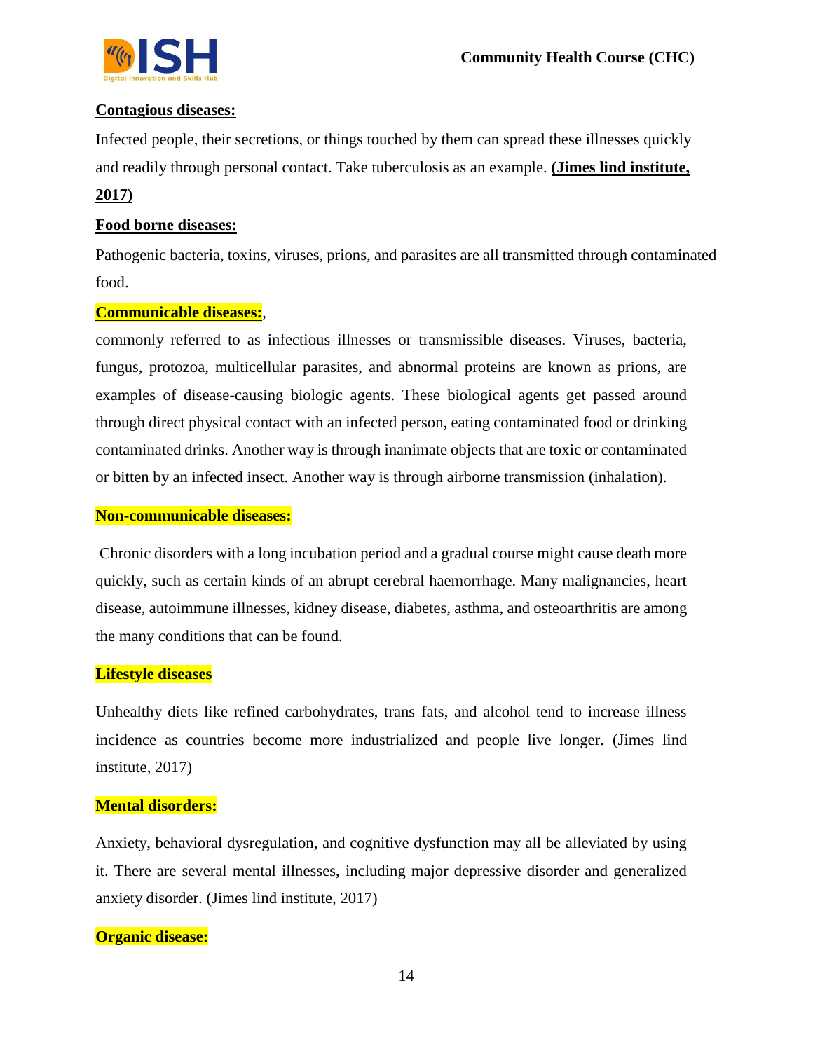**Contagious diseases:**

Infected people, their secretions, or things touched by them can spread these illnesses quickly and readily through personal contact. Take tuberculosis as an example. **(Jimes lind institute, 2017)**

**Food borne diseases:**

Pathogenic bacteria, toxins, viruses, prions, and parasites are all transmitted through contaminated food.

**Communicable diseases:**,

commonly referred to as infectious illnesses or transmissible diseases. Viruses, bacteria, fungus, protozoa, multicellular parasites, and abnormal proteins are known as prions, are examples of disease-causing biologic agents. These biological agents get passed around through direct physical contact with an infected person, eating contaminated food or drinking contaminated drinks. Another way is through inanimate objects that are toxic or contaminated or bitten by an infected insect. Another way is through airborne transmission (inhalation).

**Non-communicable diseases:**

Chronic disorders with a long incubation period and a gradual course might cause death more quickly, such as certain kinds of an abrupt cerebral haemorrhage. Many malignancies, heart disease, autoimmune illnesses, kidney disease, diabetes, asthma, and osteoarthritis are among the many conditions that can be found.

**Lifestyle diseases**

Unhealthy diets like refined carbohydrates, trans fats, and alcohol tend to increase illness incidence as countries become more industrialized and people live longer. (Jimes lind institute, 2017)

**Mental disorders:**

Anxiety, behavioral dysregulation, and cognitive dysfunction may all be alleviated by using it. There are several mental illnesses, including major depressive disorder and generalized anxiety disorder. (Jimes lind institute, 2017)

**Organic disease:**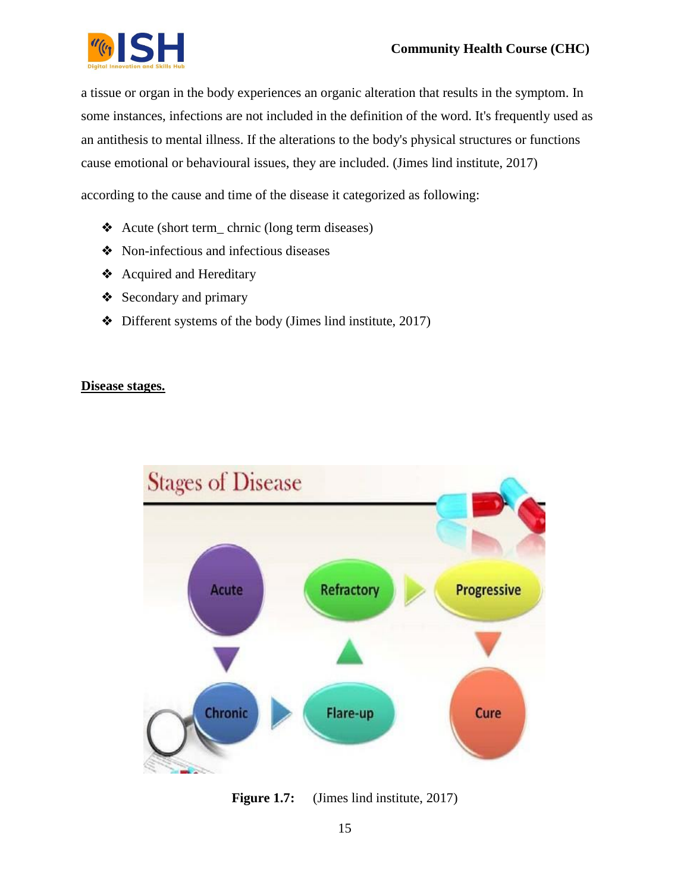a tissue or organ in the body experiences an organic alteration that results in the symptom. In some instances, infections are not included in the definition of the word. It's frequently used as an antithesis to mental illness. If the alterations to the body's physical structures or functions cause emotional or behavioural issues, they are included. (Jimes lind institute, 2017)

according to the cause and time of the disease it categorized as following:

- Acute (short term_ chrnic (long term diseases)
- Non-infectious and infectious diseases
- Acquired and Hereditary
- Secondary and primary
- Different systems of the body (Jimes lind institute, 2017)

**Disease stages.**

**Figure 1.7:** (Jimes lind institute, 2017)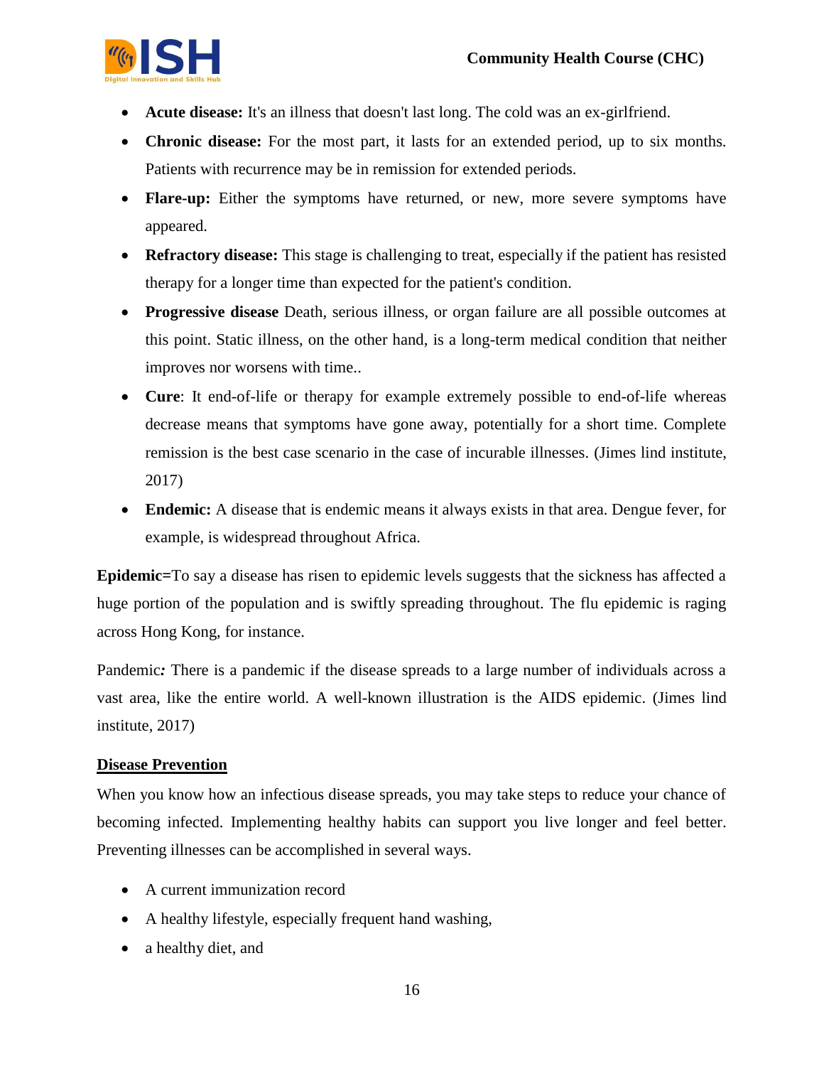- **Acute disease:** It's an illness that doesn't last long. The cold was an ex-girlfriend.
- **Chronic disease:** For the most part, it lasts for an extended period, up to six months. Patients with recurrence may be in remission for extended periods.
- **Flare-up:** Either the symptoms have returned, or new, more severe symptoms have appeared.
- **Refractory disease:** This stage is challenging to treat, especially if the patient has resisted therapy for a longer time than expected for the patient's condition.
- **Progressive disease** Death, serious illness, or organ failure are all possible outcomes at this point. Static illness, on the other hand, is a long-term medical condition that neither improves nor worsens with time..
- **Cure**: It end-of-life or therapy for example extremely possible to end-of-life whereas decrease means that symptoms have gone away, potentially for a short time. Complete remission is the best case scenario in the case of incurable illnesses. (Jimes lind institute, 2017)
- **Endemic:** A disease that is endemic means it always exists in that area. Dengue fever, for example, is widespread throughout Africa.

**Epidemic=**To say a disease has risen to epidemic levels suggests that the sickness has affected a huge portion of the population and is swiftly spreading throughout. The flu epidemic is raging across Hong Kong, for instance.

Pandemic*:* There is a pandemic if the disease spreads to a large number of individuals across a vast area, like the entire world. A well-known illustration is the AIDS epidemic. (Jimes lind institute, 2017)

**<u>Disease Prevention</u>**

When you know how an infectious disease spreads, you may take steps to reduce your chance of becoming infected. Implementing healthy habits can support you live longer and feel better. Preventing illnesses can be accomplished in several ways.

- A current immunization record
- A healthy lifestyle, especially frequent hand washing,
- a healthy diet, and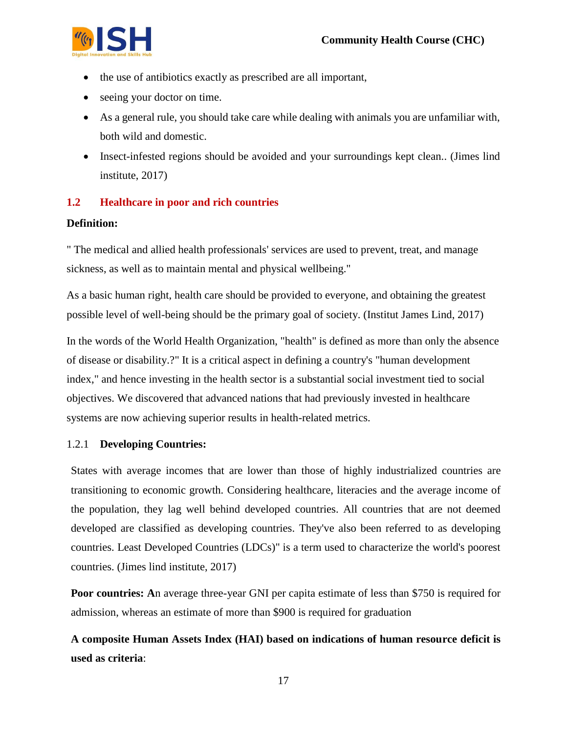- the use of antibiotics exactly as prescribed are all important,
- seeing your doctor on time.
- As a general rule, you should take care while dealing with animals you are unfamiliar with, both wild and domestic.
- Insect-infested regions should be avoided and your surroundings kept clean.. (Jimes lind institute, 2017)

## 1.2 Healthcare in poor and rich countries

**Definition:**

" The medical and allied health professionals' services are used to prevent, treat, and manage sickness, as well as to maintain mental and physical wellbeing."

As a basic human right, health care should be provided to everyone, and obtaining the greatest possible level of well-being should be the primary goal of society. (Institut James Lind, 2017)

In the words of the World Health Organization, "health" is defined as more than only the absence of disease or disability.?" It is a critical aspect in defining a country's "human development index," and hence investing in the health sector is a substantial social investment tied to social objectives. We discovered that advanced nations that had previously invested in healthcare systems are now achieving superior results in health-related metrics.

### 1.2.1 Developing Countries:

States with average incomes that are lower than those of highly industrialized countries are transitioning to economic growth. Considering healthcare, literacies and the average income of the population, they lag well behind developed countries. All countries that are not deemed developed are classified as developing countries. They've also been referred to as developing countries. Least Developed Countries (LDCs)" is a term used to characterize the world's poorest countries. (Jimes lind institute, 2017)

**Poor countries: A**n average three-year GNI per capita estimate of less than $750 is required for admission, whereas an estimate of more than $900 is required for graduation

**A composite Human Assets Index (HAI) based on indications of human resource deficit is used as criteria**: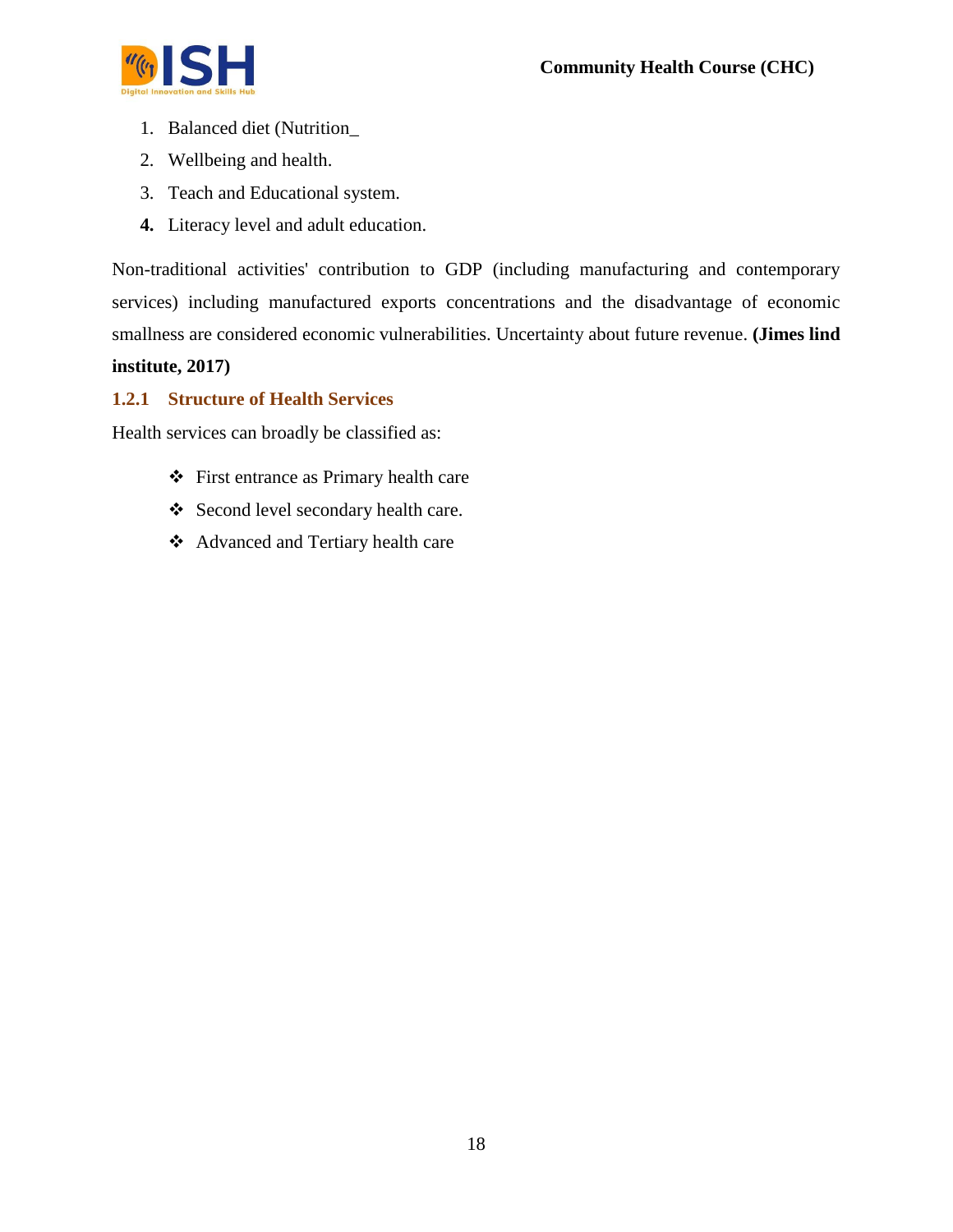1. Balanced diet (Nutrition_
2. Wellbeing and health.
3. Teach and Educational system.
4. Literacy level and adult education.

Non-traditional activities' contribution to GDP (including manufacturing and contemporary services) including manufactured exports concentrations and the disadvantage of economic smallness are considered economic vulnerabilities. Uncertainty about future revenue. **(Jimes lind institute, 2017)**

### 1.2.1 Structure of Health Services

Health services can broadly be classified as:

- First entrance as Primary health care
- Second level secondary health care.
- Advanced and Tertiary health care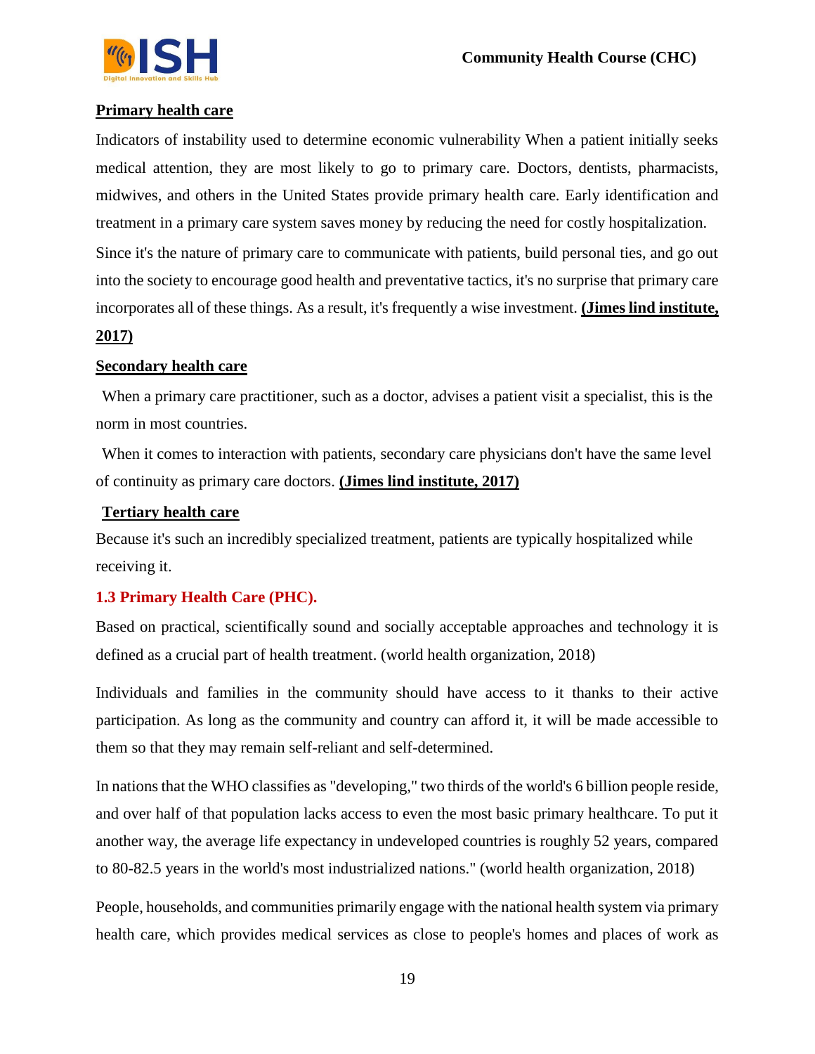**Primary health care**

Indicators of instability used to determine economic vulnerability When a patient initially seeks medical attention, they are most likely to go to primary care. Doctors, dentists, pharmacists, midwives, and others in the United States provide primary health care. Early identification and treatment in a primary care system saves money by reducing the need for costly hospitalization.

Since it's the nature of primary care to communicate with patients, build personal ties, and go out into the society to encourage good health and preventative tactics, it's no surprise that primary care incorporates all of these things. As a result, it's frequently a wise investment. **(Jimes lind institute, 2017)**

**Secondary health care**

When a primary care practitioner, such as a doctor, advises a patient visit a specialist, this is the norm in most countries.

When it comes to interaction with patients, secondary care physicians don't have the same level of continuity as primary care doctors. **(Jimes lind institute, 2017)**

**Tertiary health care**

Because it's such an incredibly specialized treatment, patients are typically hospitalized while receiving it.

## 1.3 Primary Health Care (PHC).

Based on practical, scientifically sound and socially acceptable approaches and technology it is defined as a crucial part of health treatment. (world health organization, 2018)

Individuals and families in the community should have access to it thanks to their active participation. As long as the community and country can afford it, it will be made accessible to them so that they may remain self-reliant and self-determined.

In nations that the WHO classifies as "developing," two thirds of the world's 6 billion people reside, and over half of that population lacks access to even the most basic primary healthcare. To put it another way, the average life expectancy in undeveloped countries is roughly 52 years, compared to 80-82.5 years in the world's most industrialized nations." (world health organization, 2018)

People, households, and communities primarily engage with the national health system via primary health care, which provides medical services as close to people's homes and places of work as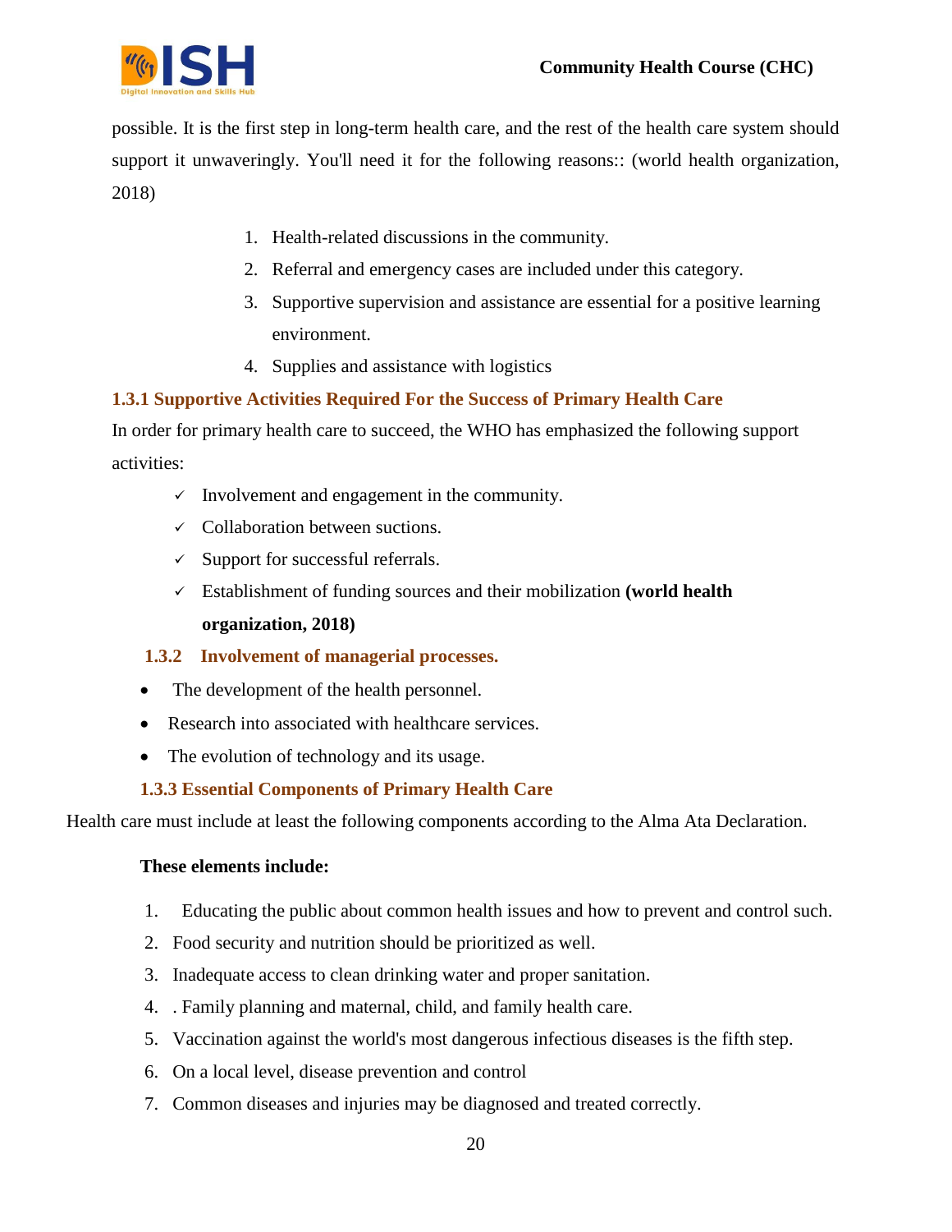possible. It is the first step in long-term health care, and the rest of the health care system should support it unwaveringly. You'll need it for the following reasons:: (world health organization, 2018)

1. Health-related discussions in the community.
2. Referral and emergency cases are included under this category.
3. Supportive supervision and assistance are essential for a positive learning environment.
4. Supplies and assistance with logistics

### 1.3.1 Supportive Activities Required For the Success of Primary Health Care

In order for primary health care to succeed, the WHO has emphasized the following support activities:

- ✓ Involvement and engagement in the community.
- ✓ Collaboration between suctions.
- ✓ Support for successful referrals.
- ✓ Establishment of funding sources and their mobilization **(world health organization, 2018)**

### 1.3.2 Involvement of managerial processes.

- The development of the health personnel.
- Research into associated with healthcare services.
- The evolution of technology and its usage.

### 1.3.3 Essential Components of Primary Health Care

Health care must include at least the following components according to the Alma Ata Declaration.

**These elements include:**

1. Educating the public about common health issues and how to prevent and control such.
2. Food security and nutrition should be prioritized as well.
3. Inadequate access to clean drinking water and proper sanitation.
4. . Family planning and maternal, child, and family health care.
5. Vaccination against the world's most dangerous infectious diseases is the fifth step.
6. On a local level, disease prevention and control
7. Common diseases and injuries may be diagnosed and treated correctly.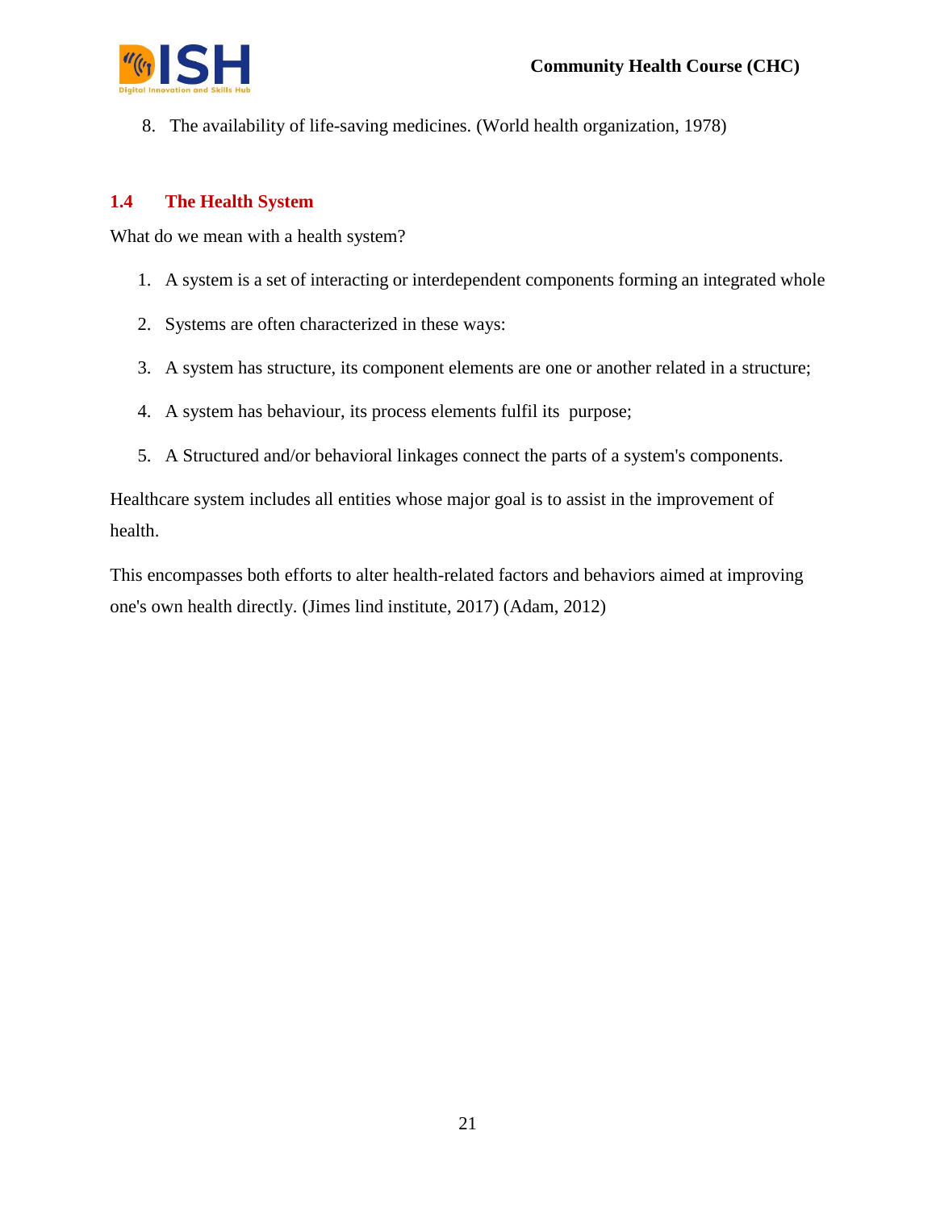8. The availability of life-saving medicines. (World health organization, 1978)

## 1.4 The Health System

What do we mean with a health system?

1. A system is a set of interacting or interdependent components forming an integrated whole
2. Systems are often characterized in these ways:
3. A system has structure, its component elements are one or another related in a structure;
4. A system has behaviour, its process elements fulfil its purpose;
5. A Structured and/or behavioral linkages connect the parts of a system's components.

Healthcare system includes all entities whose major goal is to assist in the improvement of health.

This encompasses both efforts to alter health-related factors and behaviors aimed at improving one's own health directly. (Jimes lind institute, 2017) (Adam, 2012)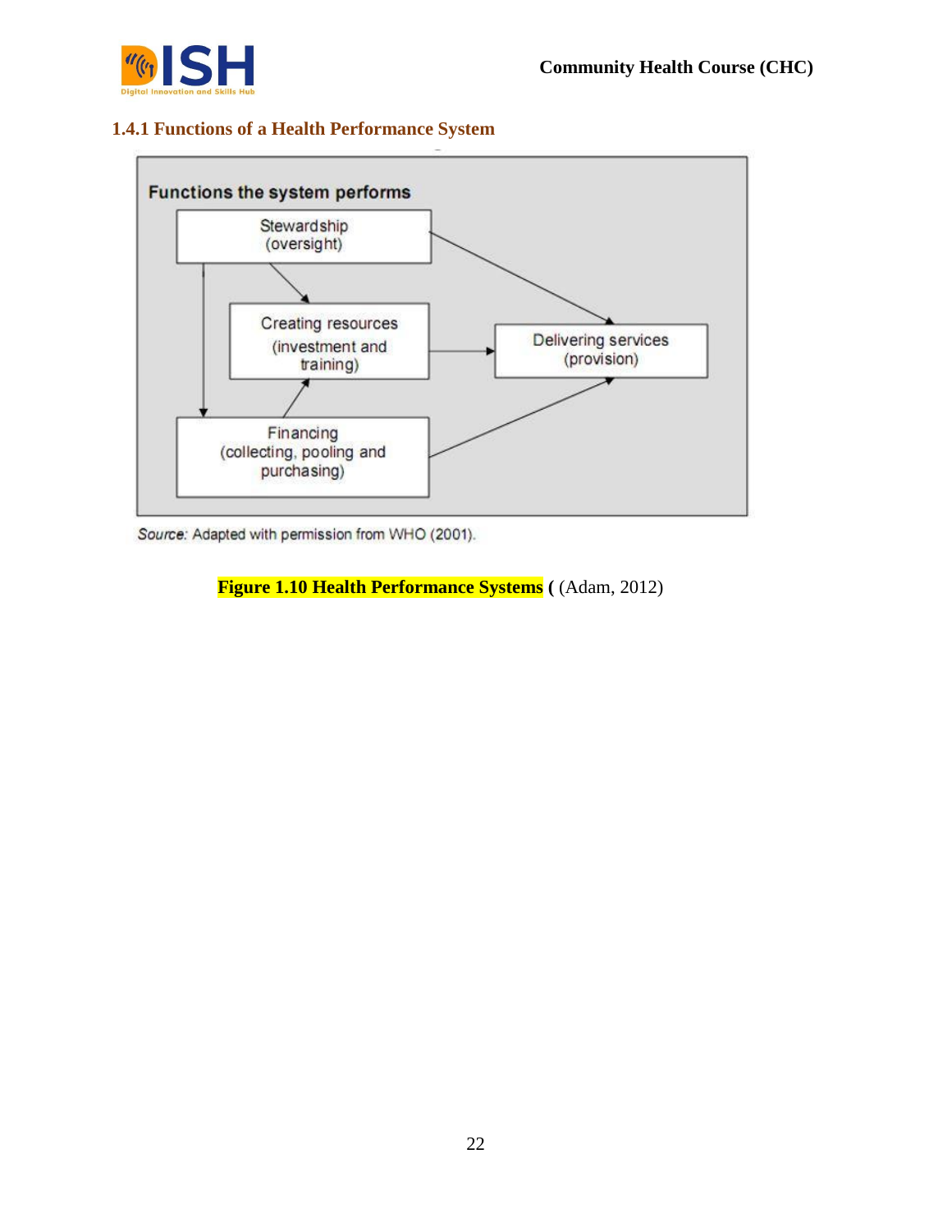### 1.4.1 Functions of a Health Performance System

Functions the system performs

Stewardship (oversight)

Creating resources (investment and training)

Delivering services (provision)

Financing (collecting, pooling and purchasing)

*Source:* Adapted with permission from WHO (2001).

**Figure 1.10 Health Performance Systems (** (Adam, 2012)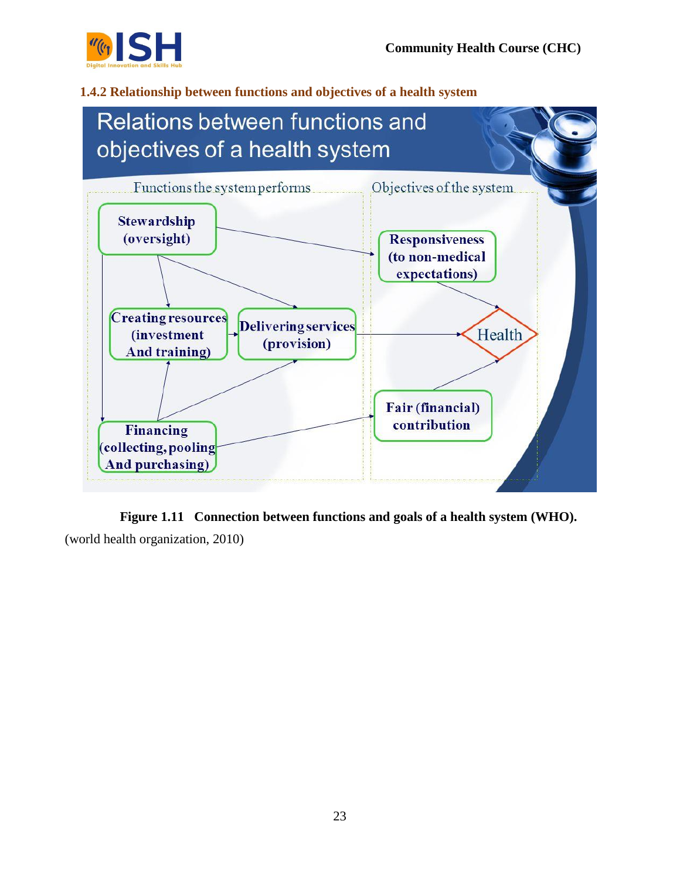### 1.4.2 Relationship between functions and objectives of a health system

Relations between functions and objectives of a health system

Functions the system performs

- Stewardship (oversight)
- Creating resources (investment And training)
- Delivering services (provision)
- Financing (collecting, pooling And purchasing)

Objectives of the system

- Responsiveness (to non-medical expectations)
- Health
- Fair (financial) contribution

**Figure 1.11 Connection between functions and goals of a health system (WHO).**

(world health organization, 2010)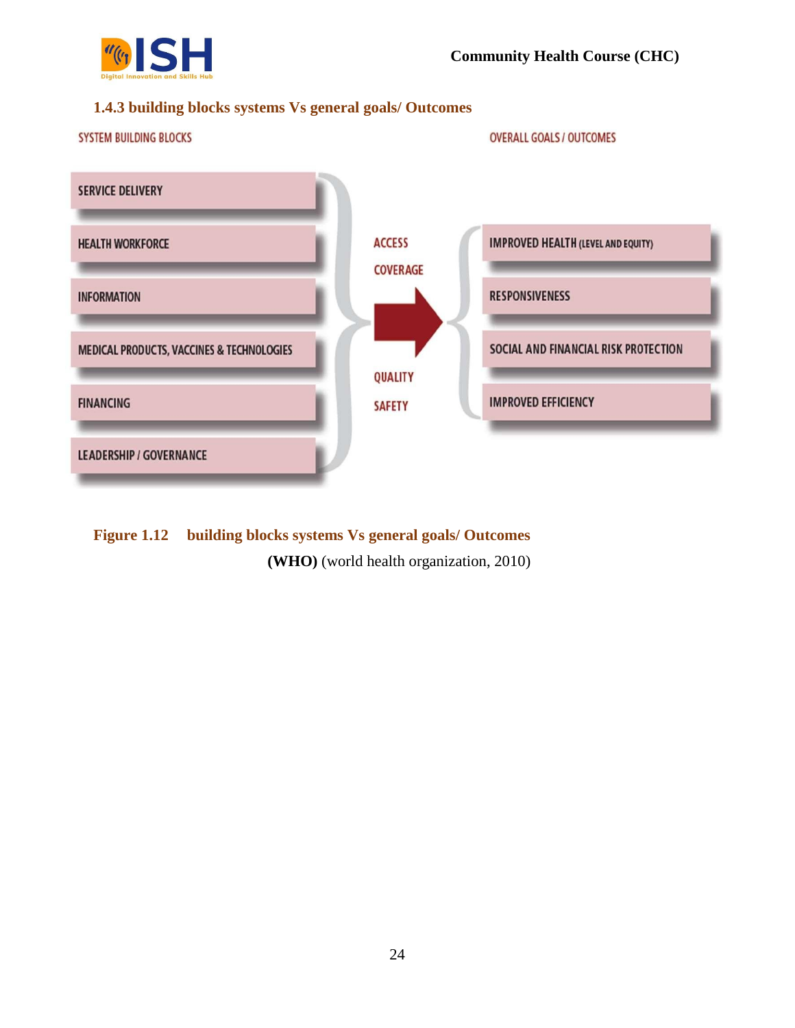### 1.4.3 building blocks systems Vs general goals/ Outcomes

SYSTEM BUILDING BLOCKS

OVERALL GOALS / OUTCOMES

SERVICE DELIVERY

HEALTH WORKFORCE

INFORMATION

MEDICAL PRODUCTS, VACCINES & TECHNOLOGIES

FINANCING

LEADERSHIP / GOVERNANCE

ACCESS

COVERAGE

QUALITY

SAFETY

IMPROVED HEALTH (LEVEL AND EQUITY)

RESPONSIVENESS

SOCIAL AND FINANCIAL RISK PROTECTION

IMPROVED EFFICIENCY

**Figure 1.12 building blocks systems Vs general goals/ Outcomes (WHO)** (world health organization, 2010)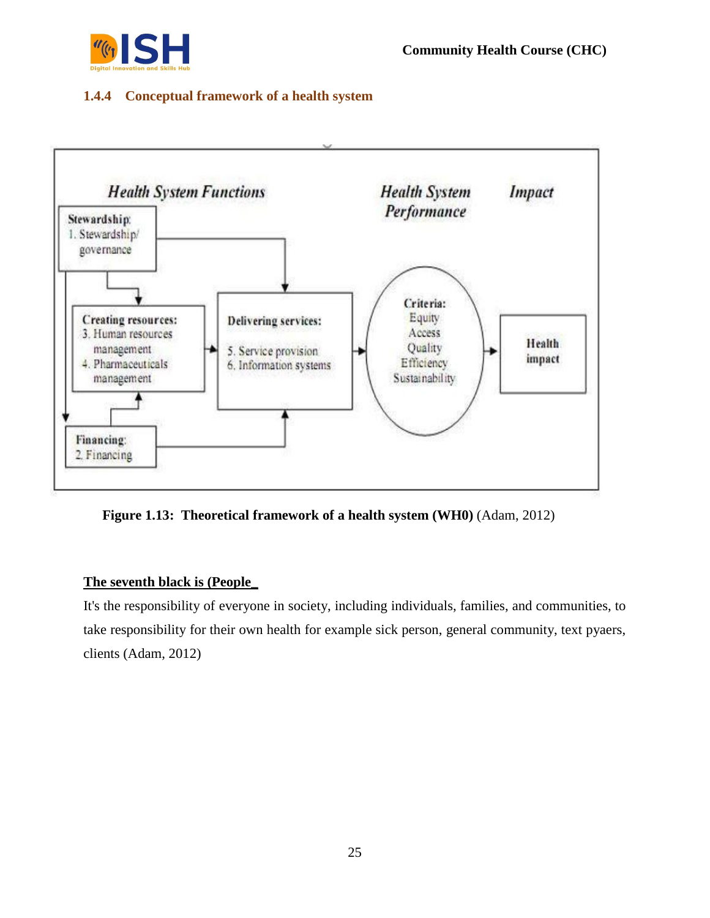### 1.4.4 Conceptual framework of a health system

Health System Functions

Health System Performance

Impact

Stewardship:
1. Stewardship/ governance

Creating resources:
3. Human resources management
4. Pharmaceuticals management

Delivering services:
5. Service provision
6. Information systems

Criteria:
Equity
Access
Quality
Efficiency
Sustainability

Health impact

Financing:
2. Financing

**Figure 1.13: Theoretical framework of a health system (WH0)** (Adam, 2012)

**The seventh black is (People_**

It's the responsibility of everyone in society, including individuals, families, and communities, to take responsibility for their own health for example sick person, general community, text pyaers, clients (Adam, 2012)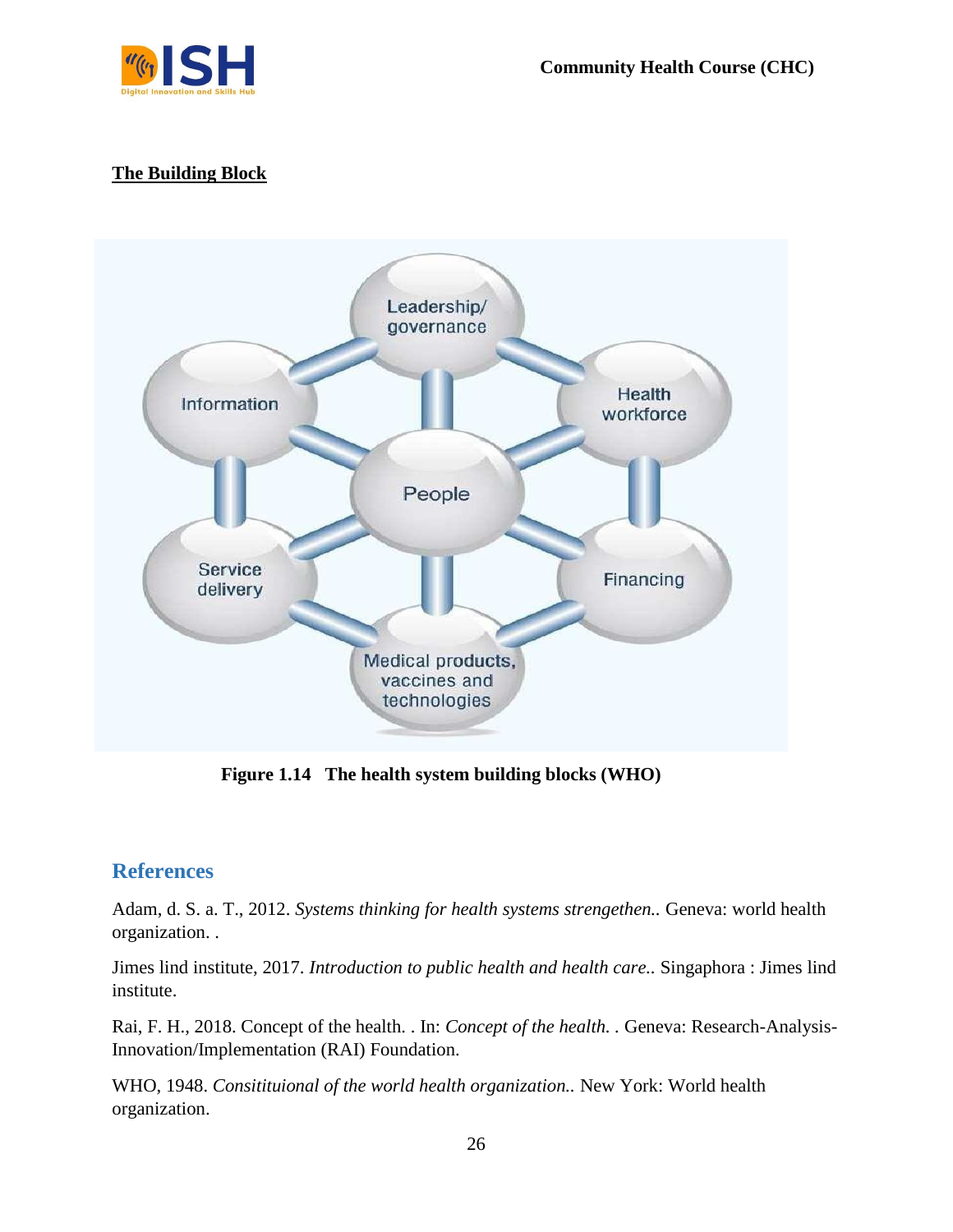**The Building Block**

Figure 1.14 The health system building blocks (WHO)

## References

Adam, d. S. a. T., 2012. *Systems thinking for health systems strengethen.*. Geneva: world health organization. .

Jimes lind institute, 2017. *Introduction to public health and health care.*. Singaphora : Jimes lind institute.

Rai, F. H., 2018. Concept of the health. . In: *Concept of the health.* . Geneva: Research-Analysis-Innovation/Implementation (RAI) Foundation.

WHO, 1948. *Consitituional of the world health organization.*. New York: World health organization.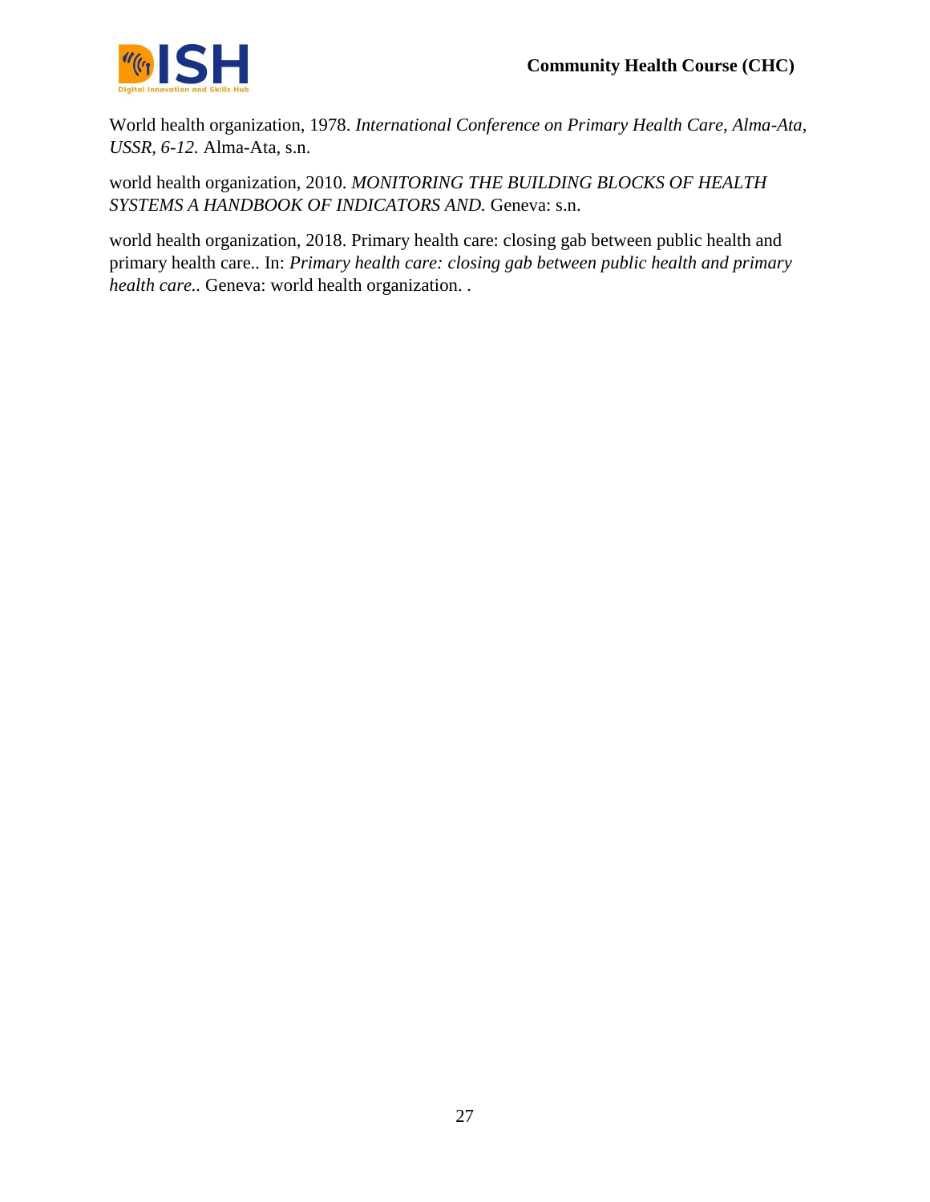World health organization, 1978. *International Conference on Primary Health Care, Alma-Ata, USSR, 6-12.* Alma-Ata, s.n.

world health organization, 2010. *MONITORING THE BUILDING BLOCKS OF HEALTH SYSTEMS A HANDBOOK OF INDICATORS AND.* Geneva: s.n.

world health organization, 2018. Primary health care: closing gab between public health and primary health care.. In: *Primary health care: closing gab between public health and primary health care..* Geneva: world health organization. .